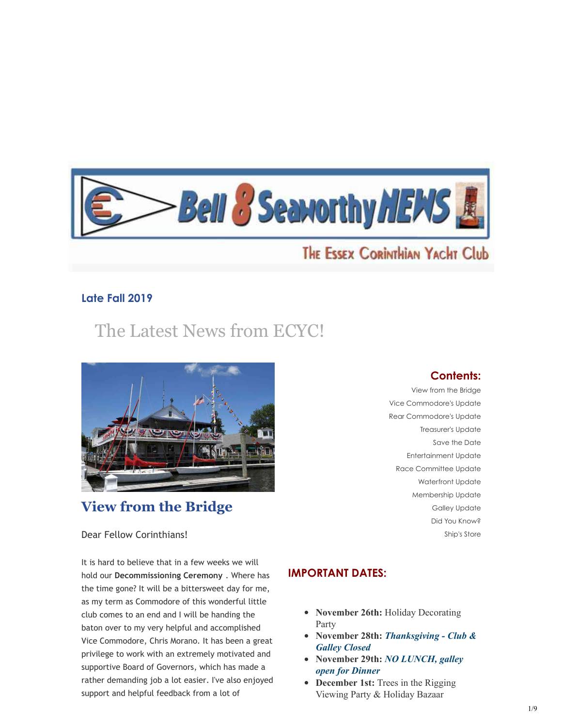Bell 8 Seaworthy NEWS

The Essex Corinthian Yacht Club

### Late Fall 2019

# The Latest News from ECYC!

## Contents:

- View from the Bridge
- Vice Commodore's Update
- Rear Commodore's Update
- Treasurer's Update
- Save the Date
- Entertainment Update
- Race Committee Update
- Waterfront Update
- Membership Update
- Galley Update
- Did You Know?
- Ship's Store

## View from the Bridge

Dear Fellow Corinthians!

It is hard to believe that in a few weeks we will hold our **Decommissioning Ceremony** . Where has the time gone? It will be a bittersweet day for me, as my term as Commodore of this wonderful little club comes to an end and I will be handing the baton over to my very helpful and accomplished Vice Commodore, Chris Morano. It has been a great privilege to work with an extremely motivated and supportive Board of Governors, which has made a rather demanding job a lot easier. I've also enjoyed support and helpful feedback from a lot of

## IMPORTANT DATES:

- **November 26th:** Holiday Decorating Party
- **November 28th:** ***Thanksgiving - Club & Galley Closed***
- **November 29th:** ***NO LUNCH, galley open for Dinner***
- **December 1st:** Trees in the Rigging Viewing Party & Holiday Bazaar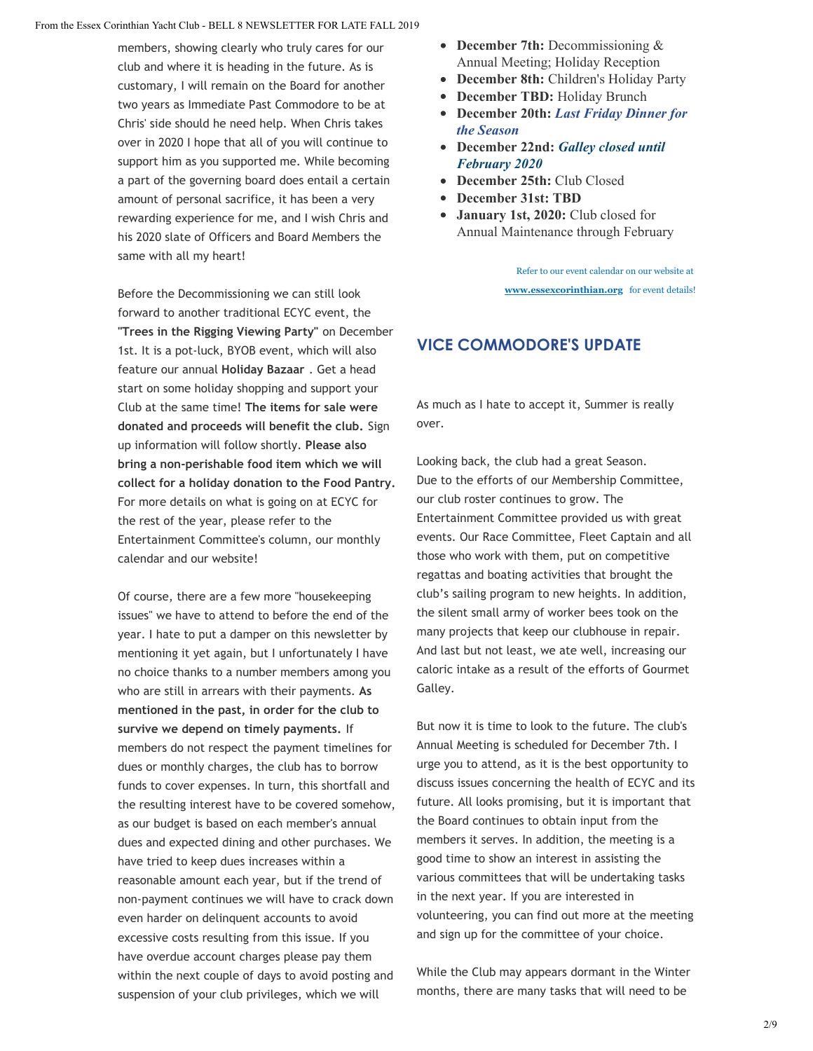members, showing clearly who truly cares for our club and where it is heading in the future. As is customary, I will remain on the Board for another two years as Immediate Past Commodore to be at Chris' side should he need help. When Chris takes over in 2020 I hope that all of you will continue to support him as you supported me. While becoming a part of the governing board does entail a certain amount of personal sacrifice, it has been a very rewarding experience for me, and I wish Chris and his 2020 slate of Officers and Board Members the same with all my heart!

Before the Decommissioning we can still look forward to another traditional ECYC event, the **"Trees in the Rigging Viewing Party"** on December 1st. It is a pot-luck, BYOB event, which will also feature our annual **Holiday Bazaar** . Get a head start on some holiday shopping and support your Club at the same time! **The items for sale were donated and proceeds will benefit the club.** Sign up information will follow shortly. **Please also bring a non-perishable food item which we will collect for a holiday donation to the Food Pantry.** For more details on what is going on at ECYC for the rest of the year, please refer to the Entertainment Committee's column, our monthly calendar and our website!

Of course, there are a few more "housekeeping issues" we have to attend to before the end of the year. I hate to put a damper on this newsletter by mentioning it yet again, but I unfortunately I have no choice thanks to a number members among you who are still in arrears with their payments. **As mentioned in the past, in order for the club to survive we depend on timely payments.** If members do not respect the payment timelines for dues or monthly charges, the club has to borrow funds to cover expenses. In turn, this shortfall and the resulting interest have to be covered somehow, as our budget is based on each member's annual dues and expected dining and other purchases. We have tried to keep dues increases within a reasonable amount each year, but if the trend of non-payment continues we will have to crack down even harder on delinquent accounts to avoid excessive costs resulting from this issue. If you have overdue account charges please pay them within the next couple of days to avoid posting and suspension of your club privileges, which we will

- **December 7th:** Decommissioning & Annual Meeting; Holiday Reception
- **December 8th:** Children's Holiday Party
- **December TBD:** Holiday Brunch
- **December 20th:** ***Last Friday Dinner for the Season***
- **December 22nd:** ***Galley closed until February 2020***
- **December 25th:** Club Closed
- **December 31st: TBD**
- **January 1st, 2020:** Club closed for Annual Maintenance through February

Refer to our event calendar on our website at **www.essexcorinthian.org** for event details!

## VICE COMMODORE'S UPDATE

As much as I hate to accept it, Summer is really over.

Looking back, the club had a great Season. Due to the efforts of our Membership Committee, our club roster continues to grow. The Entertainment Committee provided us with great events. Our Race Committee, Fleet Captain and all those who work with them, put on competitive regattas and boating activities that brought the club's sailing program to new heights. In addition, the silent small army of worker bees took on the many projects that keep our clubhouse in repair. And last but not least, we ate well, increasing our caloric intake as a result of the efforts of Gourmet Galley.

But now it is time to look to the future. The club's Annual Meeting is scheduled for December 7th. I urge you to attend, as it is the best opportunity to discuss issues concerning the health of ECYC and its future. All looks promising, but it is important that the Board continues to obtain input from the members it serves. In addition, the meeting is a good time to show an interest in assisting the various committees that will be undertaking tasks in the next year. If you are interested in volunteering, you can find out more at the meeting and sign up for the committee of your choice.

While the Club may appears dormant in the Winter months, there are many tasks that will need to be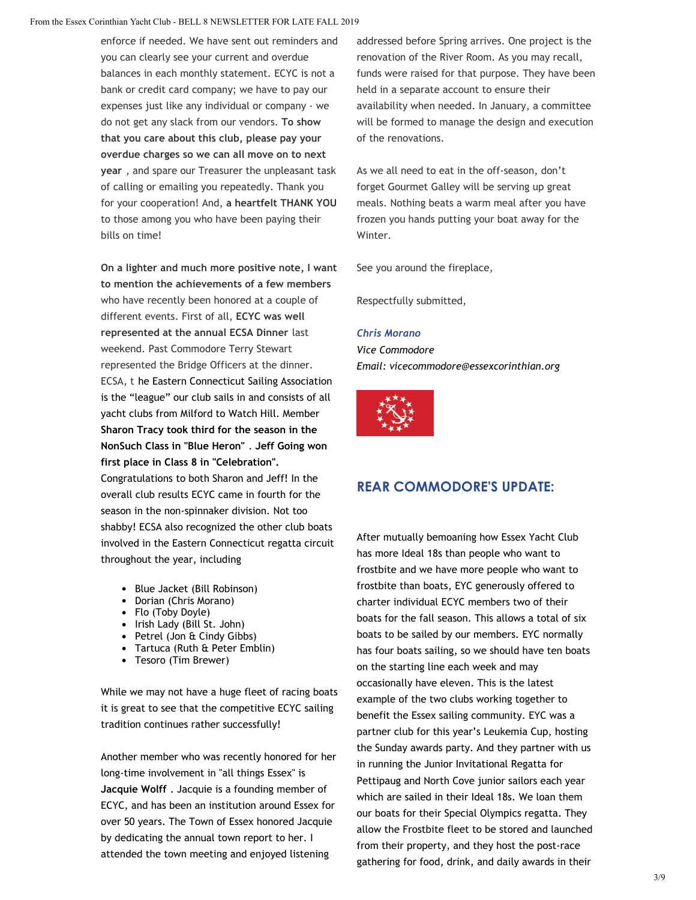enforce if needed. We have sent out reminders and you can clearly see your current and overdue balances in each monthly statement. ECYC is not a bank or credit card company; we have to pay our expenses just like any individual or company - we do not get any slack from our vendors. **To show that you care about this club, please pay your overdue charges so we can all move on to next year** , and spare our Treasurer the unpleasant task of calling or emailing you repeatedly. Thank you for your cooperation! And, **a heartfelt THANK YOU** to those among you who have been paying their bills on time!

**On a lighter and much more positive note, I want to mention the achievements of a few members** who have recently been honored at a couple of different events. First of all, **ECYC was well represented at the annual ECSA Dinner** last weekend. Past Commodore Terry Stewart represented the Bridge Officers at the dinner. ECSA, t he Eastern Connecticut Sailing Association is the "league" our club sails in and consists of all yacht clubs from Milford to Watch Hill. Member **Sharon Tracy took third for the season in the NonSuch Class in "Blue Heron"** . **Jeff Going won first place in Class 8 in "Celebration".** Congratulations to both Sharon and Jeff! In the overall club results ECYC came in fourth for the season in the non-spinnaker division. Not too shabby! ECSA also recognized the other club boats involved in the Eastern Connecticut regatta circuit throughout the year, including

- Blue Jacket (Bill Robinson)
- Dorian (Chris Morano)
- Flo (Toby Doyle)
- Irish Lady (Bill St. John)
- Petrel (Jon & Cindy Gibbs)
- Tartuca (Ruth & Peter Emblin)
- Tesoro (Tim Brewer)

While we may not have a huge fleet of racing boats it is great to see that the competitive ECYC sailing tradition continues rather successfully!

Another member who was recently honored for her long-time involvement in "all things Essex" is **Jacquie Wolff** . Jacquie is a founding member of ECYC, and has been an institution around Essex for over 50 years. The Town of Essex honored Jacquie by dedicating the annual town report to her. I attended the town meeting and enjoyed listening addressed before Spring arrives. One project is the renovation of the River Room. As you may recall, funds were raised for that purpose. They have been held in a separate account to ensure their availability when needed. In January, a committee will be formed to manage the design and execution of the renovations.

As we all need to eat in the off-season, don't forget Gourmet Galley will be serving up great meals. Nothing beats a warm meal after you have frozen you hands putting your boat away for the Winter.

See you around the fireplace,

Respectfully submitted,

***Chris Morano***
*Vice Commodore*
*Email: vicecommodore@essexcorinthian.org*

## REAR COMMODORE'S UPDATE:

After mutually bemoaning how Essex Yacht Club has more Ideal 18s than people who want to frostbite and we have more people who want to frostbite than boats, EYC generously offered to charter individual ECYC members two of their boats for the fall season. This allows a total of six boats to be sailed by our members. EYC normally has four boats sailing, so we should have ten boats on the starting line each week and may occasionally have eleven. This is the latest example of the two clubs working together to benefit the Essex sailing community. EYC was a partner club for this year's Leukemia Cup, hosting the Sunday awards party. And they partner with us in running the Junior Invitational Regatta for Pettipaug and North Cove junior sailors each year which are sailed in their Ideal 18s. We loan them our boats for their Special Olympics regatta. They allow the Frostbite fleet to be stored and launched from their property, and they host the post-race gathering for food, drink, and daily awards in their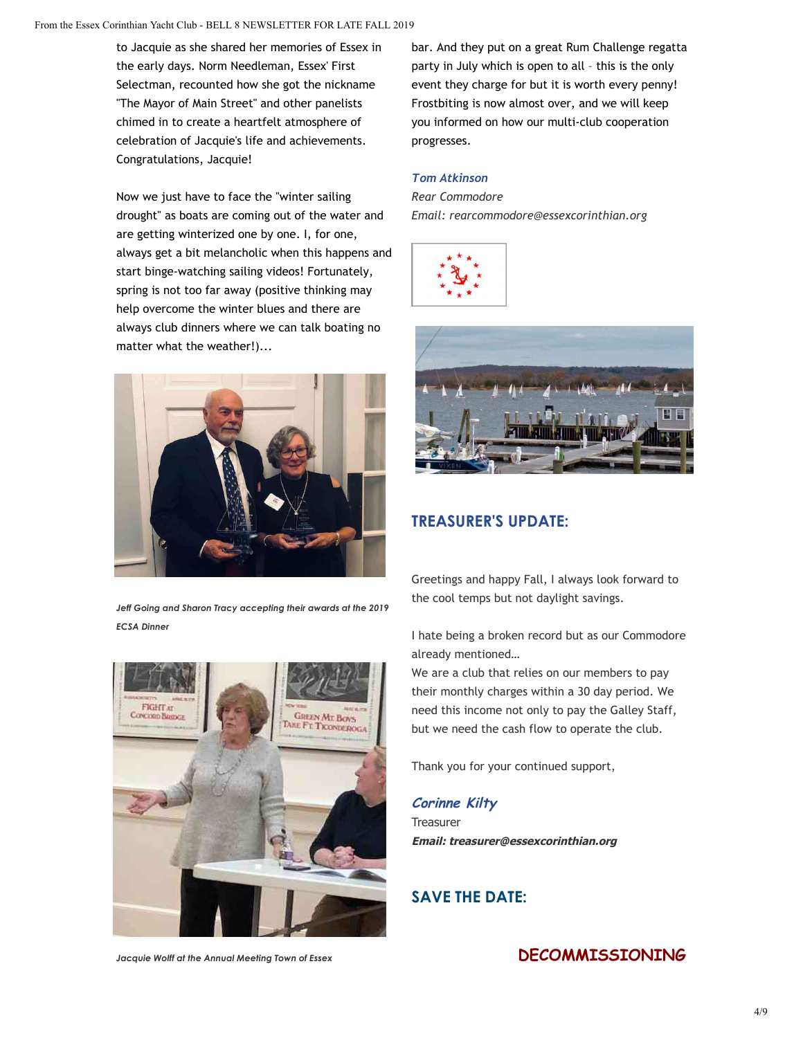to Jacquie as she shared her memories of Essex in the early days. Norm Needleman, Essex' First Selectman, recounted how she got the nickname "The Mayor of Main Street" and other panelists chimed in to create a heartfelt atmosphere of celebration of Jacquie's life and achievements. Congratulations, Jacquie!

Now we just have to face the "winter sailing drought" as boats are coming out of the water and are getting winterized one by one. I, for one, always get a bit melancholic when this happens and start binge-watching sailing videos! Fortunately, spring is not too far away (positive thinking may help overcome the winter blues and there are always club dinners where we can talk boating no matter what the weather!)...

*Jeff Going and Sharon Tracy accepting their awards at the 2019 ECSA Dinner*

*Jacquie Wolff at the Annual Meeting Town of Essex*

bar. And they put on a great Rum Challenge regatta party in July which is open to all – this is the only event they charge for but it is worth every penny! Frostbiting is now almost over, and we will keep you informed on how our multi-club cooperation progresses.

*Tom Atkinson*
*Rear Commodore*
*Email: rearcommodore@essexcorinthian.org*

## TREASURER'S UPDATE:

Greetings and happy Fall, I always look forward to the cool temps but not daylight savings.

I hate being a broken record but as our Commodore already mentioned…
We are a club that relies on our members to pay their monthly charges within a 30 day period. We need this income not only to pay the Galley Staff, but we need the cash flow to operate the club.

Thank you for your continued support,

***Corinne Kilty***
Treasurer
***Email: treasurer@essexcorinthian.org***

## SAVE THE DATE:

## DECOMMISSIONING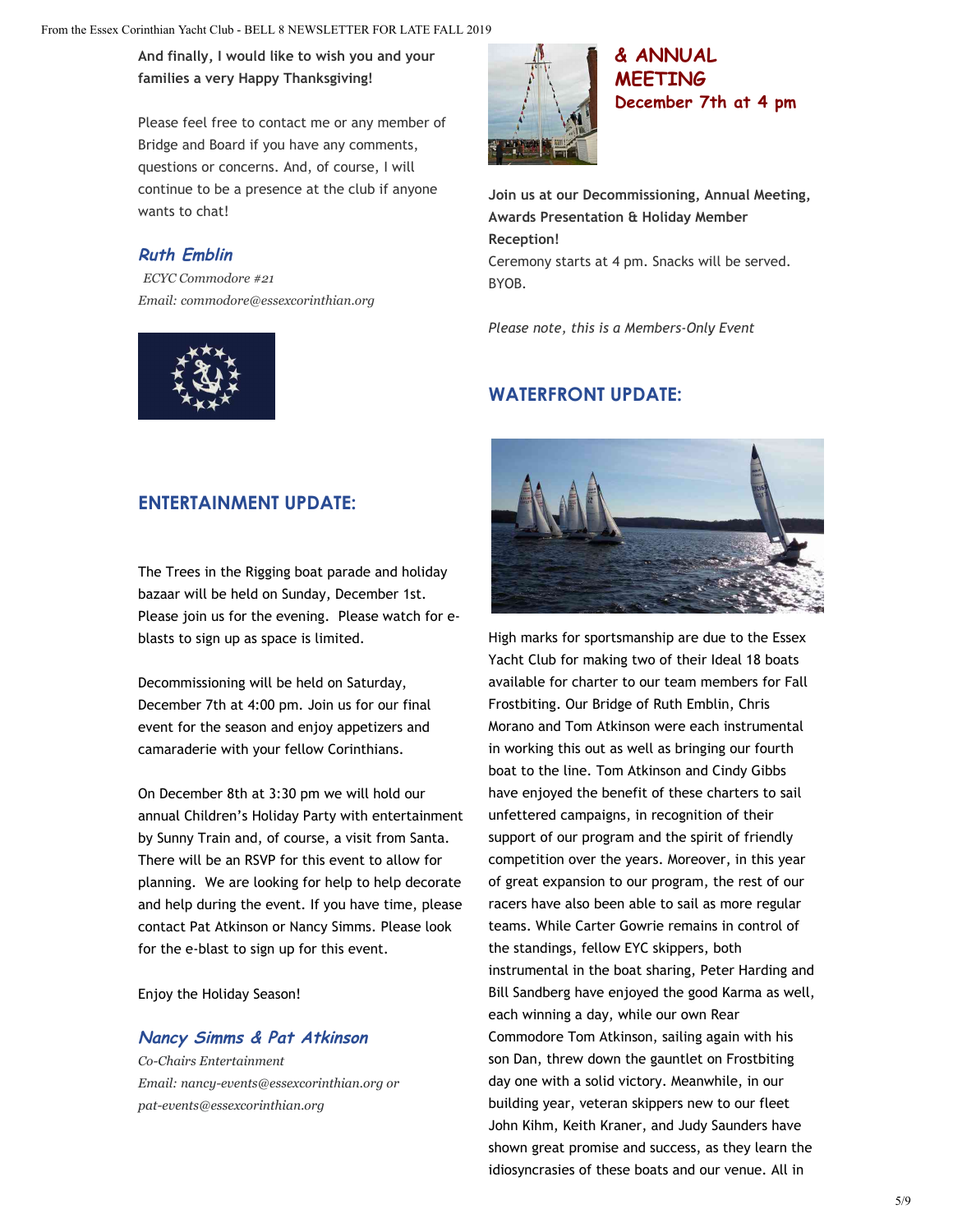**And finally, I would like to wish you and your families a very Happy Thanksgiving!**

Please feel free to contact me or any member of Bridge and Board if you have any comments, questions or concerns. And, of course, I will continue to be a presence at the club if anyone wants to chat!

***Ruth Emblin***

*ECYC Commodore #21*
*Email: commodore@essexcorinthian.org*

## ENTERTAINMENT UPDATE:

The Trees in the Rigging boat parade and holiday bazaar will be held on Sunday, December 1st. Please join us for the evening. Please watch for e-blasts to sign up as space is limited.

Decommissioning will be held on Saturday, December 7th at 4:00 pm. Join us for our final event for the season and enjoy appetizers and camaraderie with your fellow Corinthians.

On December 8th at 3:30 pm we will hold our annual Children's Holiday Party with entertainment by Sunny Train and, of course, a visit from Santa. There will be an RSVP for this event to allow for planning. We are looking for help to help decorate and help during the event. If you have time, please contact Pat Atkinson or Nancy Simms. Please look for the e-blast to sign up for this event.

Enjoy the Holiday Season!

***Nancy Simms & Pat Atkinson***

*Co-Chairs Entertainment*
*Email: nancy-events@essexcorinthian.org or pat-events@essexcorinthian.org*

**& ANNUAL MEETING**
**December 7th at 4 pm**

**Join us at our Decommissioning, Annual Meeting, Awards Presentation & Holiday Member Reception!**
Ceremony starts at 4 pm. Snacks will be served. BYOB.

*Please note, this is a Members-Only Event*

## WATERFRONT UPDATE:

High marks for sportsmanship are due to the Essex Yacht Club for making two of their Ideal 18 boats available for charter to our team members for Fall Frostbiting. Our Bridge of Ruth Emblin, Chris Morano and Tom Atkinson were each instrumental in working this out as well as bringing our fourth boat to the line. Tom Atkinson and Cindy Gibbs have enjoyed the benefit of these charters to sail unfettered campaigns, in recognition of their support of our program and the spirit of friendly competition over the years. Moreover, in this year of great expansion to our program, the rest of our racers have also been able to sail as more regular teams. While Carter Gowrie remains in control of the standings, fellow EYC skippers, both instrumental in the boat sharing, Peter Harding and Bill Sandberg have enjoyed the good Karma as well, each winning a day, while our own Rear Commodore Tom Atkinson, sailing again with his son Dan, threw down the gauntlet on Frostbiting day one with a solid victory. Meanwhile, in our building year, veteran skippers new to our fleet John Kihm, Keith Kraner, and Judy Saunders have shown great promise and success, as they learn the idiosyncrasies of these boats and our venue. All in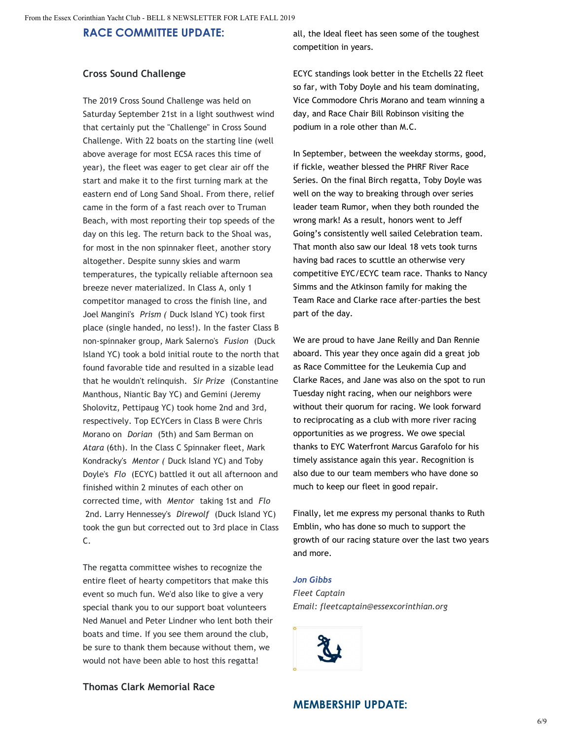## RACE COMMITTEE UPDATE:

### Cross Sound Challenge

The 2019 Cross Sound Challenge was held on Saturday September 21st in a light southwest wind that certainly put the "Challenge" in Cross Sound Challenge. With 22 boats on the starting line (well above average for most ECSA races this time of year), the fleet was eager to get clear air off the start and make it to the first turning mark at the eastern end of Long Sand Shoal. From there, relief came in the form of a fast reach over to Truman Beach, with most reporting their top speeds of the day on this leg. The return back to the Shoal was, for most in the non spinnaker fleet, another story altogether. Despite sunny skies and warm temperatures, the typically reliable afternoon sea breeze never materialized. In Class A, only 1 competitor managed to cross the finish line, and Joel Mangini's *Prism (* Duck Island YC) took first place (single handed, no less!). In the faster Class B non-spinnaker group, Mark Salerno's *Fusion* (Duck Island YC) took a bold initial route to the north that found favorable tide and resulted in a sizable lead that he wouldn't relinquish. *Sir Prize* (Constantine Manthous, Niantic Bay YC) and Gemini (Jeremy Sholovitz, Pettipaug YC) took home 2nd and 3rd, respectively. Top ECYCers in Class B were Chris Morano on *Dorian* (5th) and Sam Berman on *Atara* (6th). In the Class C Spinnaker fleet, Mark Kondracky's *Mentor (* Duck Island YC) and Toby Doyle's *Flo* (ECYC) battled it out all afternoon and finished within 2 minutes of each other on corrected time, with *Mentor* taking 1st and *Flo* 2nd. Larry Hennessey's *Direwolf* (Duck Island YC) took the gun but corrected out to 3rd place in Class C.

The regatta committee wishes to recognize the entire fleet of hearty competitors that make this event so much fun. We'd also like to give a very special thank you to our support boat volunteers Ned Manuel and Peter Lindner who lent both their boats and time. If you see them around the club, be sure to thank them because without them, we would not have been able to host this regatta!

### Thomas Clark Memorial Race

all, the Ideal fleet has seen some of the toughest competition in years.

ECYC standings look better in the Etchells 22 fleet so far, with Toby Doyle and his team dominating, Vice Commodore Chris Morano and team winning a day, and Race Chair Bill Robinson visiting the podium in a role other than M.C.

In September, between the weekday storms, good, if fickle, weather blessed the PHRF River Race Series. On the final Birch regatta, Toby Doyle was well on the way to breaking through over series leader team Rumor, when they both rounded the wrong mark! As a result, honors went to Jeff Going's consistently well sailed Celebration team. That month also saw our Ideal 18 vets took turns having bad races to scuttle an otherwise very competitive EYC/ECYC team race. Thanks to Nancy Simms and the Atkinson family for making the Team Race and Clarke race after-parties the best part of the day.

We are proud to have Jane Reilly and Dan Rennie aboard. This year they once again did a great job as Race Committee for the Leukemia Cup and Clarke Races, and Jane was also on the spot to run Tuesday night racing, when our neighbors were without their quorum for racing. We look forward to reciprocating as a club with more river racing opportunities as we progress. We owe special thanks to EYC Waterfront Marcus Garafolo for his timely assistance again this year. Recognition is also due to our team members who have done so much to keep our fleet in good repair.

Finally, let me express my personal thanks to Ruth Emblin, who has done so much to support the growth of our racing stature over the last two years and more.

***Jon Gibbs***
*Fleet Captain*
*Email: fleetcaptain@essexcorinthian.org*

## MEMBERSHIP UPDATE: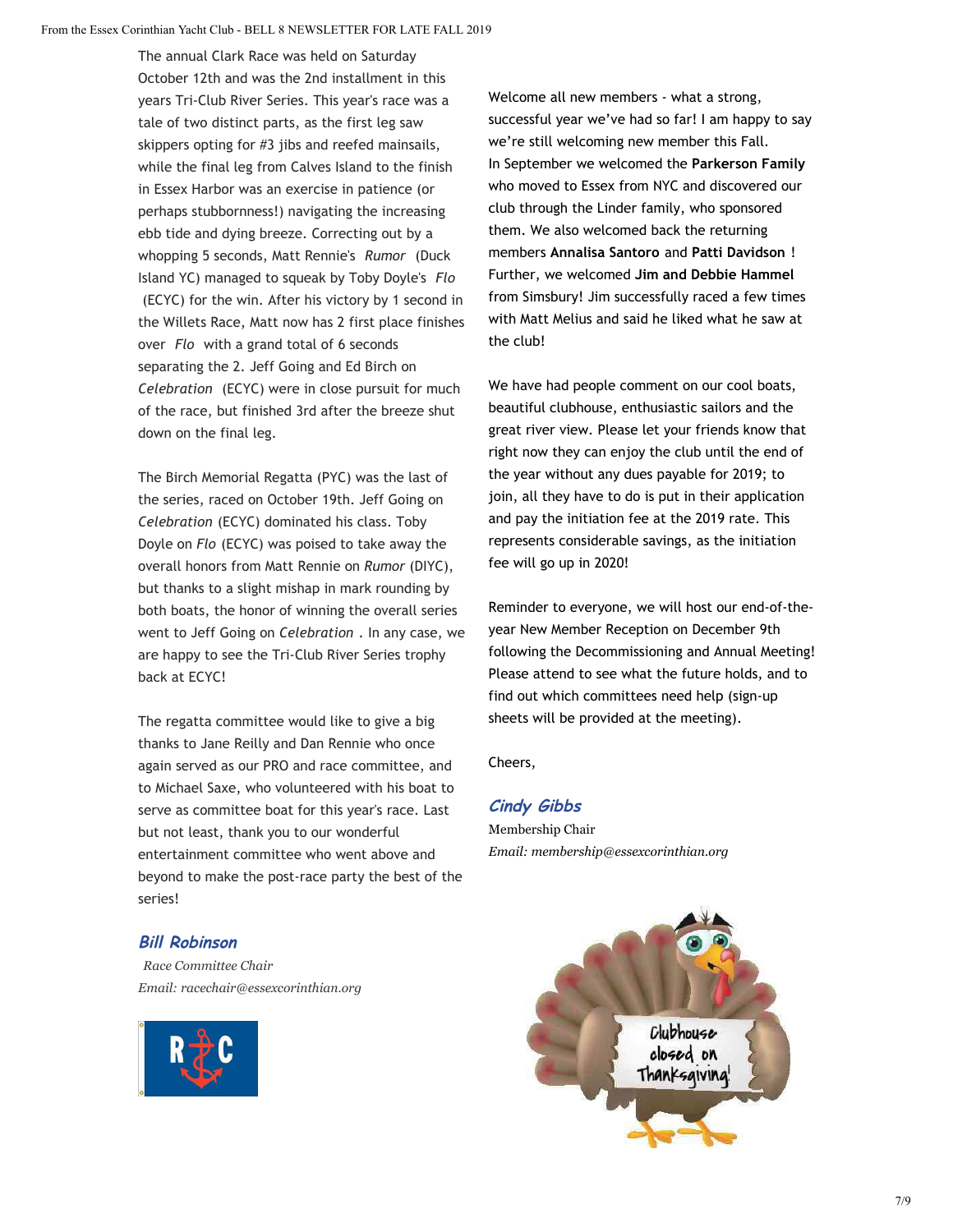The annual Clark Race was held on Saturday October 12th and was the 2nd installment in this years Tri-Club River Series. This year's race was a tale of two distinct parts, as the first leg saw skippers opting for #3 jibs and reefed mainsails, while the final leg from Calves Island to the finish in Essex Harbor was an exercise in patience (or perhaps stubbornness!) navigating the increasing ebb tide and dying breeze. Correcting out by a whopping 5 seconds, Matt Rennie's *Rumor* (Duck Island YC) managed to squeak by Toby Doyle's *Flo* (ECYC) for the win. After his victory by 1 second in the Willets Race, Matt now has 2 first place finishes over *Flo* with a grand total of 6 seconds separating the 2. Jeff Going and Ed Birch on *Celebration* (ECYC) were in close pursuit for much of the race, but finished 3rd after the breeze shut down on the final leg.

The Birch Memorial Regatta (PYC) was the last of the series, raced on October 19th. Jeff Going on *Celebration* (ECYC) dominated his class. Toby Doyle on *Flo* (ECYC) was poised to take away the overall honors from Matt Rennie on *Rumor* (DIYC), but thanks to a slight mishap in mark rounding by both boats, the honor of winning the overall series went to Jeff Going on *Celebration* . In any case, we are happy to see the Tri-Club River Series trophy back at ECYC!

The regatta committee would like to give a big thanks to Jane Reilly and Dan Rennie who once again served as our PRO and race committee, and to Michael Saxe, who volunteered with his boat to serve as committee boat for this year's race. Last but not least, thank you to our wonderful entertainment committee who went above and beyond to make the post-race party the best of the series!

***Bill Robinson***

*Race Committee Chair*

*Email: racechair@essexcorinthian.org*

Welcome all new members - what a strong, successful year we've had so far! I am happy to say we're still welcoming new member this Fall. In September we welcomed the **Parkerson Family** who moved to Essex from NYC and discovered our club through the Linder family, who sponsored them. We also welcomed back the returning members **Annalisa Santoro** and **Patti Davidson** ! Further, we welcomed **Jim and Debbie Hammel** from Simsbury! Jim successfully raced a few times with Matt Melius and said he liked what he saw at the club!

We have had people comment on our cool boats, beautiful clubhouse, enthusiastic sailors and the great river view. Please let your friends know that right now they can enjoy the club until the end of the year without any dues payable for 2019; to join, all they have to do is put in their application and pay the initiation fee at the 2019 rate. This represents considerable savings, as the initiation fee will go up in 2020!

Reminder to everyone, we will host our end-of-the-year New Member Reception on December 9th following the Decommissioning and Annual Meeting! Please attend to see what the future holds, and to find out which committees need help (sign-up sheets will be provided at the meeting).

Cheers,

***Cindy Gibbs***

Membership Chair

*Email: membership@essexcorinthian.org*

Clubhouse closed on Thanksgiving!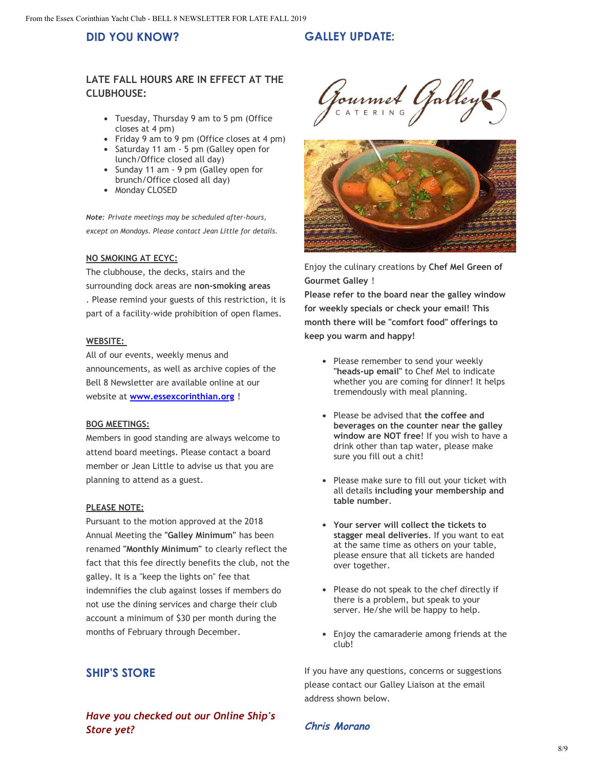## DID YOU KNOW?

### LATE FALL HOURS ARE IN EFFECT AT THE CLUBHOUSE:

- Tuesday, Thursday 9 am to 5 pm (Office closes at 4 pm)
- Friday 9 am to 9 pm (Office closes at 4 pm)
- Saturday 11 am - 5 pm (Galley open for lunch/Office closed all day)
- Sunday 11 am - 9 pm (Galley open for brunch/Office closed all day)
- Monday CLOSED

*__Note:__ Private meetings may be scheduled after-hours, except on Mondays. Please contact Jean Little for details.*

**NO SMOKING AT ECYC:**

The clubhouse, the decks, stairs and the surrounding dock areas are **non-smoking areas** . Please remind your guests of this restriction, it is part of a facility-wide prohibition of open flames.

**WEBSITE:**

All of our events, weekly menus and announcements, as well as archive copies of the Bell 8 Newsletter are available online at our website at **www.essexcorinthian.org** !

**BOG MEETINGS:**

Members in good standing are always welcome to attend board meetings. Please contact a board member or Jean Little to advise us that you are planning to attend as a guest.

**PLEASE NOTE:**

Pursuant to the motion approved at the 2018 Annual Meeting the **"Galley Minimum"** has been renamed **"Monthly Minimum"** to clearly reflect the fact that this fee directly benefits the club, not the galley. It is a "keep the lights on" fee that indemnifies the club against losses if members do not use the dining services and charge their club account a minimum of $30 per month during the months of February through December.

## SHIP'S STORE

***Have you checked out our Online Ship's Store yet?***

## GALLEY UPDATE:

Gourmet Galley CATERING

Enjoy the culinary creations by **Chef Mel Green of Gourmet Galley** !

**Please refer to the board near the galley window for weekly specials or check your email! This month there will be "comfort food" offerings to keep you warm and happy!**

- Please remember to send your weekly **"heads-up email"** to Chef Mel to indicate whether you are coming for dinner! It helps tremendously with meal planning.
- Please be advised that **the coffee and beverages on the counter near the galley window are NOT free**! If you wish to have a drink other than tap water, please make sure you fill out a chit!
- Please make sure to fill out your ticket with all details **including your membership and table number**.
- **Your server will collect the tickets to stagger meal deliveries**. If you want to eat at the same time as others on your table, please ensure that all tickets are handed over together.
- Please do not speak to the chef directly if there is a problem, but speak to your server. He/she will be happy to help.
- Enjoy the camaraderie among friends at the club!

If you have any questions, concerns or suggestions please contact our Galley Liaison at the email address shown below.

***Chris Morano***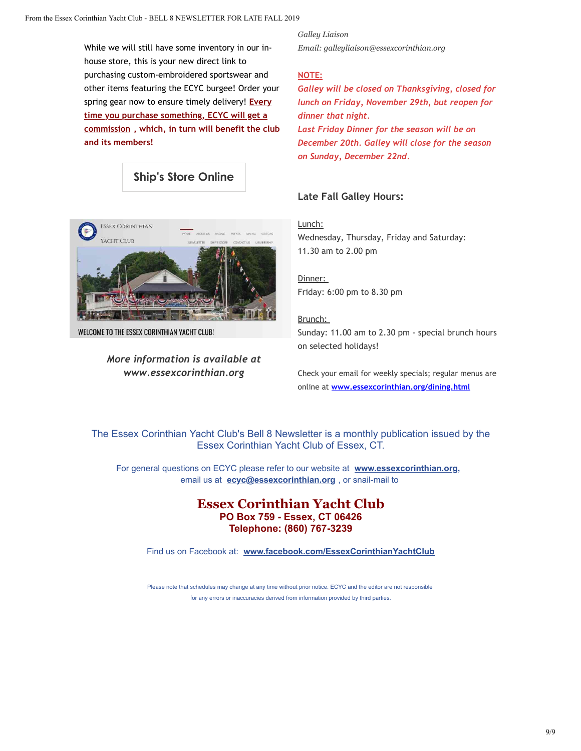While we will still have some inventory in our in-house store, this is your new direct link to purchasing custom-embroidered sportswear and other items featuring the ECYC burgee! Order your spring gear now to ensure timely delivery! **Every time you purchase something, ECYC will get a commission , which, in turn will benefit the club and its members!**

Ship's Store Online

*More information is available at www.essexcorinthian.org*

*Galley Liaison*
*Email: galleyliaison@essexcorinthian.org*

**NOTE:**
***Galley will be closed on Thanksgiving, closed for lunch on Friday, November 29th, but reopen for dinner that night.***
***Last Friday Dinner for the season will be on December 20th. Galley will close for the season on Sunday, December 22nd.***

### Late Fall Galley Hours:

Lunch:
Wednesday, Thursday, Friday and Saturday:
11.30 am to 2.00 pm

Dinner:
Friday: 6:00 pm to 8.30 pm

Brunch:
Sunday: 11.00 am to 2.30 pm - special brunch hours on selected holidays!

Check your email for weekly specials; regular menus are online at **www.essexcorinthian.org/dining.html**

The Essex Corinthian Yacht Club's Bell 8 Newsletter is a monthly publication issued by the Essex Corinthian Yacht Club of Essex, CT.

For general questions on ECYC please refer to our website at **www.essexcorinthian.org**, email us at **ecyc@essexcorinthian.org** , or snail-mail to

**Essex Corinthian Yacht Club**
**PO Box 759 - Essex, CT 06426**
**Telephone: (860) 767-3239**

Find us on Facebook at: **www.facebook.com/EssexCorinthianYachtClub**

Please note that schedules may change at any time without prior notice. ECYC and the editor are not responsible for any errors or inaccuracies derived from information provided by third parties.